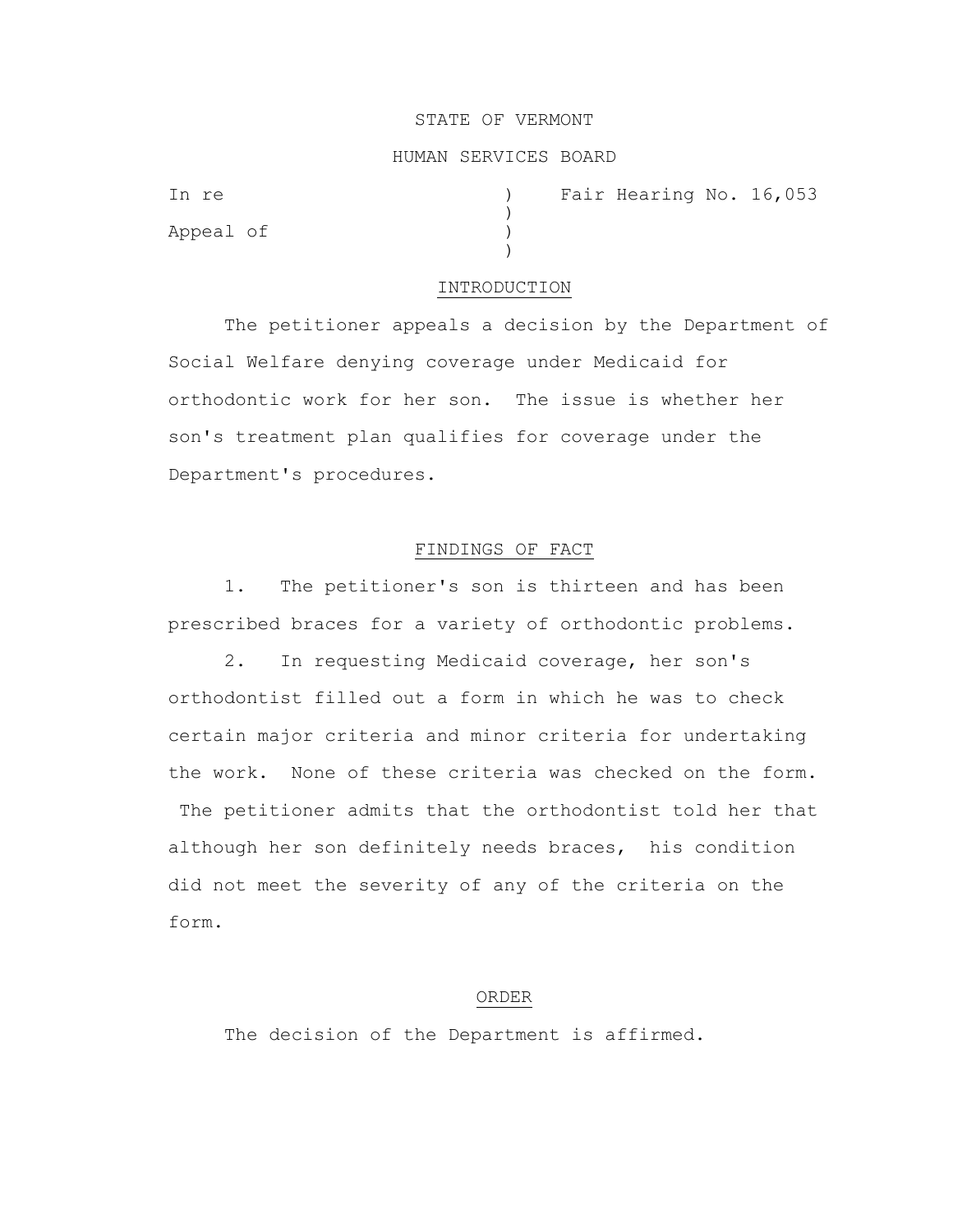STATE OF VERMONT

HUMAN SERVICES BOARD

In re )    Fair Hearing No. 16,053
)
Appeal of )
)

## INTRODUCTION

The petitioner appeals a decision by the Department of Social Welfare denying coverage under Medicaid for orthodontic work for her son. The issue is whether her son's treatment plan qualifies for coverage under the Department's procedures.

## FINDINGS OF FACT

1. The petitioner's son is thirteen and has been prescribed braces for a variety of orthodontic problems.

2. In requesting Medicaid coverage, her son's orthodontist filled out a form in which he was to check certain major criteria and minor criteria for undertaking the work. None of these criteria was checked on the form. The petitioner admits that the orthodontist told her that although her son definitely needs braces, his condition did not meet the severity of any of the criteria on the form.

## ORDER

The decision of the Department is affirmed.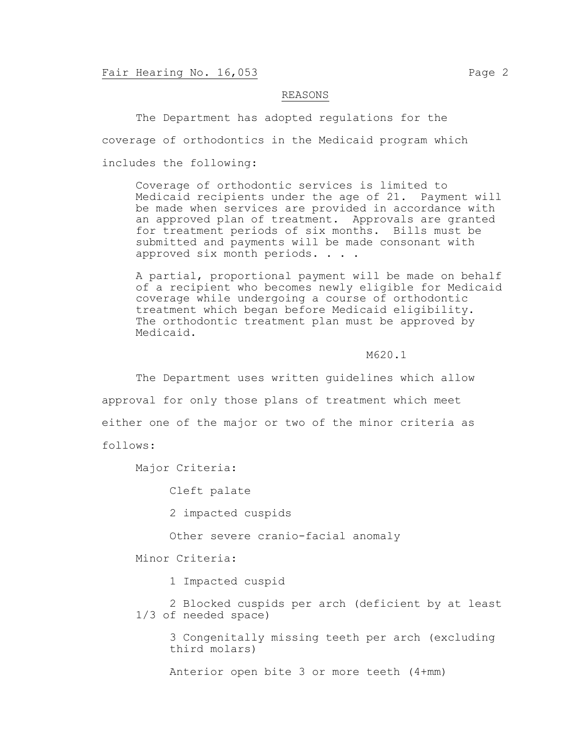## REASONS

The Department has adopted regulations for the coverage of orthodontics in the Medicaid program which includes the following:

> Coverage of orthodontic services is limited to Medicaid recipients under the age of 21. Payment will be made when services are provided in accordance with an approved plan of treatment. Approvals are granted for treatment periods of six months. Bills must be submitted and payments will be made consonant with approved six month periods. . . .
>
> A partial, proportional payment will be made on behalf of a recipient who becomes newly eligible for Medicaid coverage while undergoing a course of orthodontic treatment which began before Medicaid eligibility. The orthodontic treatment plan must be approved by Medicaid.
>
> M620.1

The Department uses written guidelines which allow approval for only those plans of treatment which meet either one of the major or two of the minor criteria as follows:

Major Criteria:

- Cleft palate
- 2 impacted cuspids
- Other severe cranio-facial anomaly

Minor Criteria:

- 1 Impacted cuspid
- 2 Blocked cuspids per arch (deficient by at least 1/3 of needed space)
- 3 Congenitally missing teeth per arch (excluding third molars)
- Anterior open bite 3 or more teeth (4+mm)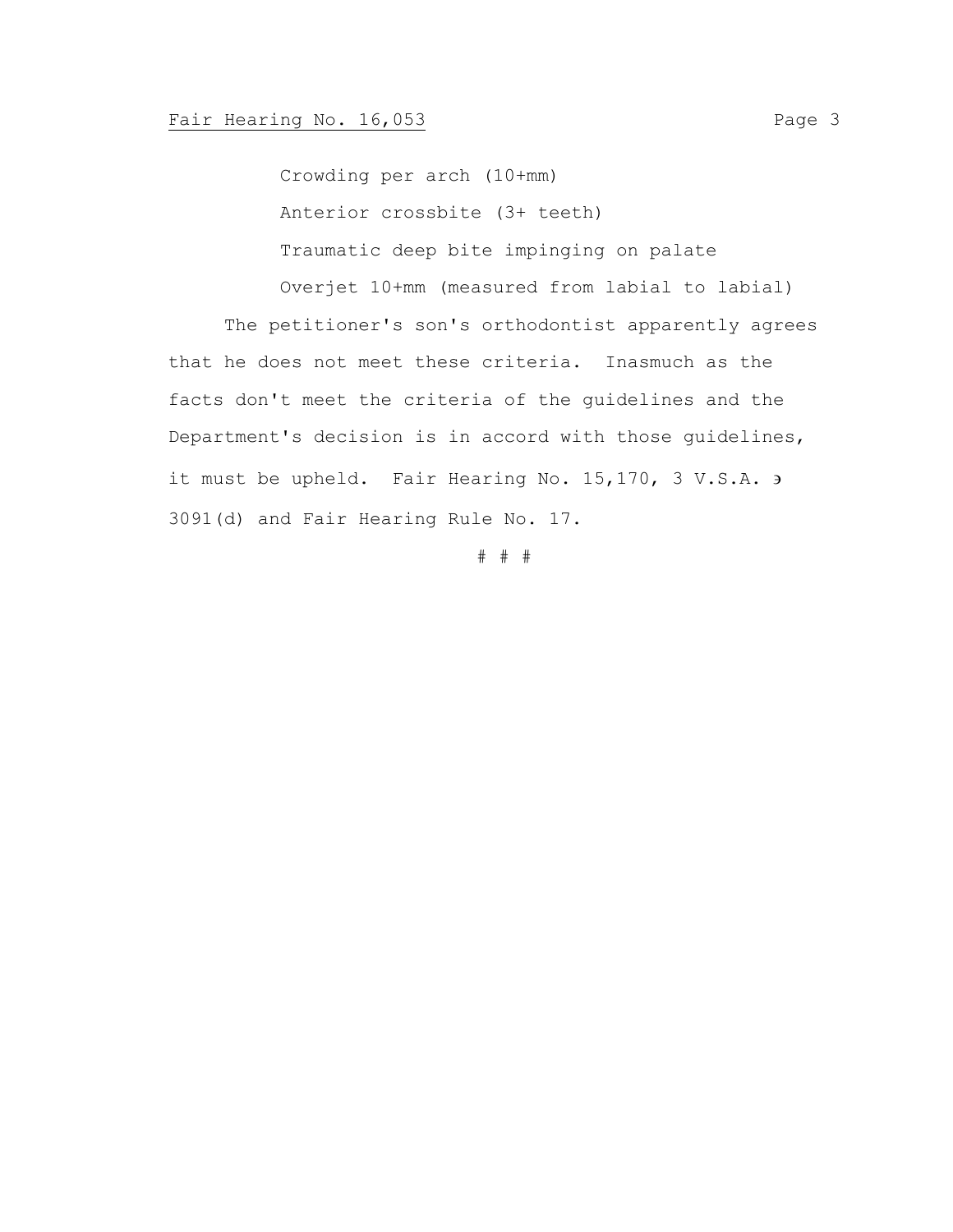Crowding per arch (10+mm)

Anterior crossbite (3+ teeth)

Traumatic deep bite impinging on palate

Overjet 10+mm (measured from labial to labial)

The petitioner's son's orthodontist apparently agrees that he does not meet these criteria. Inasmuch as the facts don't meet the criteria of the guidelines and the Department's decision is in accord with those guidelines, it must be upheld. Fair Hearing No. 15,170, 3 V.S.A. § 3091(d) and Fair Hearing Rule No. 17.

# # #